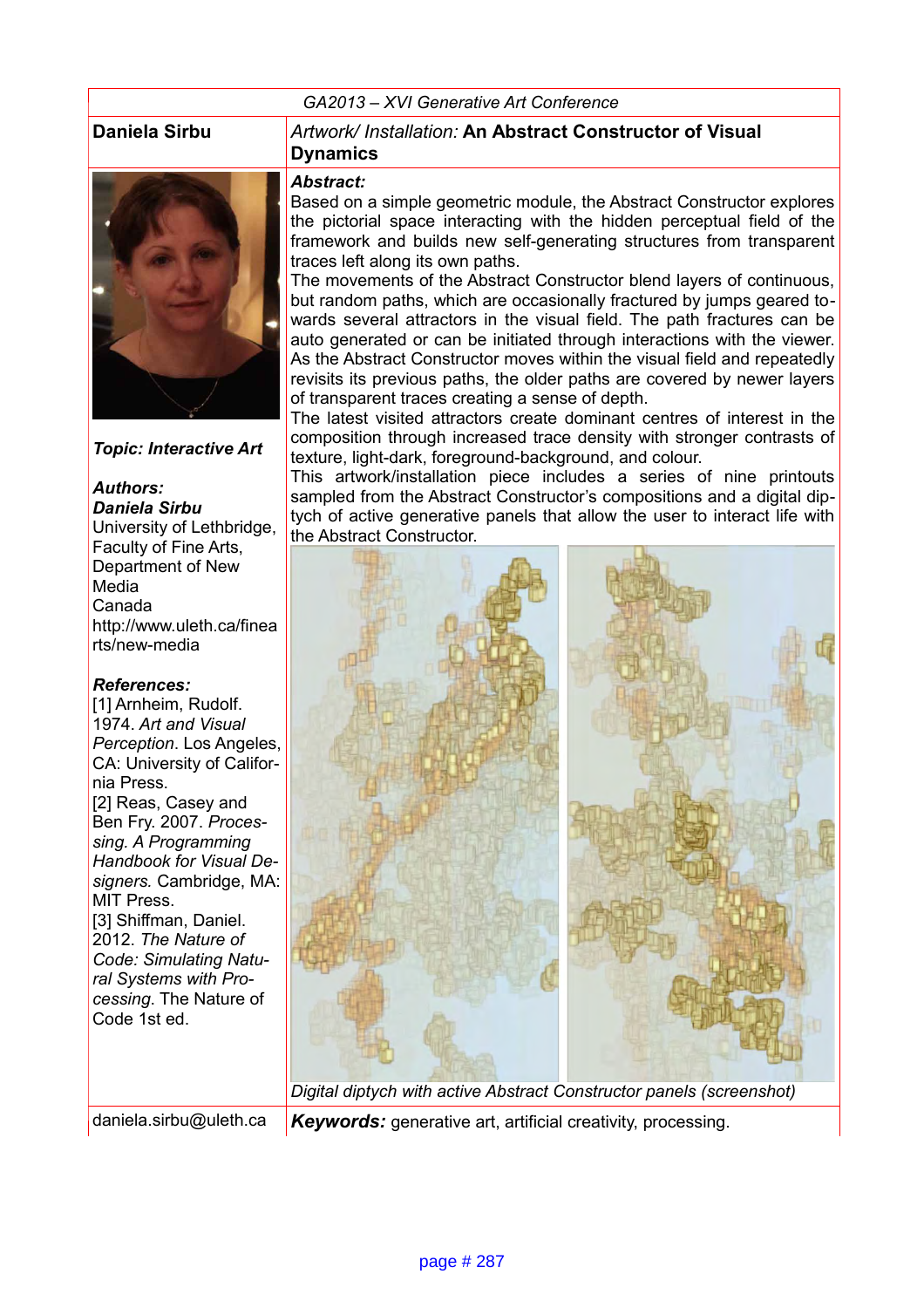GA2013 – XVI Generative Art Conference

**Daniela Sirbu**

*Artwork/ Installation:* **An Abstract Constructor of Visual Dynamics**

***Topic: Interactive Art***

***Authors:***
***Daniela Sirbu***
University of Lethbridge, Faculty of Fine Arts, Department of New Media
Canada
http://www.uleth.ca/finearts/new-media

***References:***
[1] Arnheim, Rudolf. 1974. *Art and Visual Perception*. Los Angeles, CA: University of California Press.
[2] Reas, Casey and Ben Fry. 2007. *Processing. A Programming Handbook for Visual Designers.* Cambridge, MA: MIT Press.
[3] Shiffman, Daniel. 2012. *The Nature of Code: Simulating Natural Systems with Processing*. The Nature of Code 1st ed.

***Abstract:***

Based on a simple geometric module, the Abstract Constructor explores the pictorial space interacting with the hidden perceptual field of the framework and builds new self-generating structures from transparent traces left along its own paths.

The movements of the Abstract Constructor blend layers of continuous, but random paths, which are occasionally fractured by jumps geared towards several attractors in the visual field. The path fractures can be auto generated or can be initiated through interactions with the viewer. As the Abstract Constructor moves within the visual field and repeatedly revisits its previous paths, the older paths are covered by newer layers of transparent traces creating a sense of depth.

The latest visited attractors create dominant centres of interest in the composition through increased trace density with stronger contrasts of texture, light-dark, foreground-background, and colour.

This artwork/installation piece includes a series of nine printouts sampled from the Abstract Constructor's compositions and a digital diptych of active generative panels that allow the user to interact life with the Abstract Constructor.

*Digital diptych with active Abstract Constructor panels (screenshot)*

daniela.sirbu@uleth.ca

***Keywords:*** generative art, artificial creativity, processing.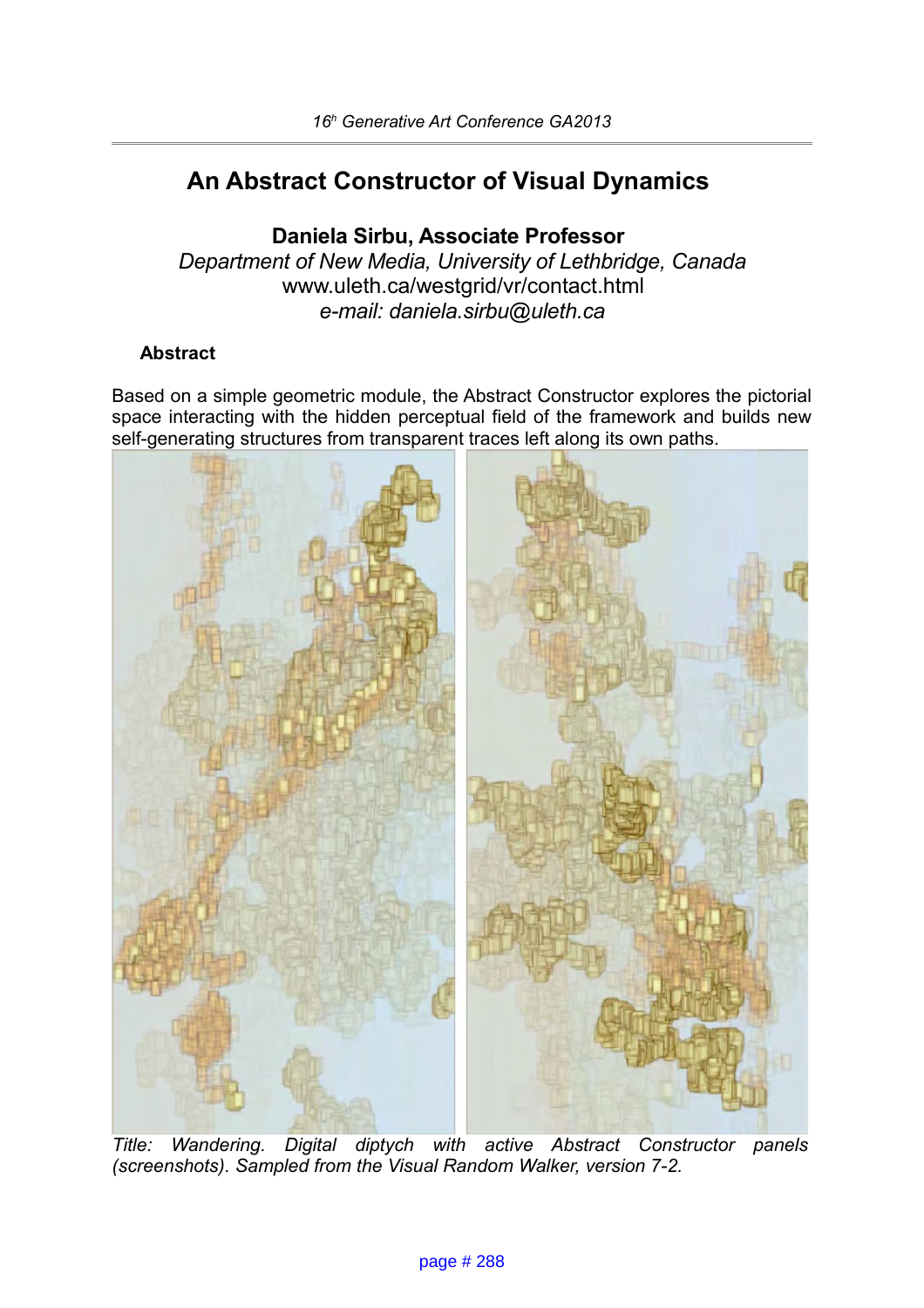# An Abstract Constructor of Visual Dynamics

**Daniela Sirbu, Associate Professor**

*Department of New Media, University of Lethbridge, Canada*

www.uleth.ca/westgrid/vr/contact.html

*e-mail: daniela.sirbu@uleth.ca*

### Abstract

Based on a simple geometric module, the Abstract Constructor explores the pictorial space interacting with the hidden perceptual field of the framework and builds new self-generating structures from transparent traces left along its own paths.

*Title: Wandering. Digital diptych with active Abstract Constructor panels (screenshots). Sampled from the Visual Random Walker, version 7-2.*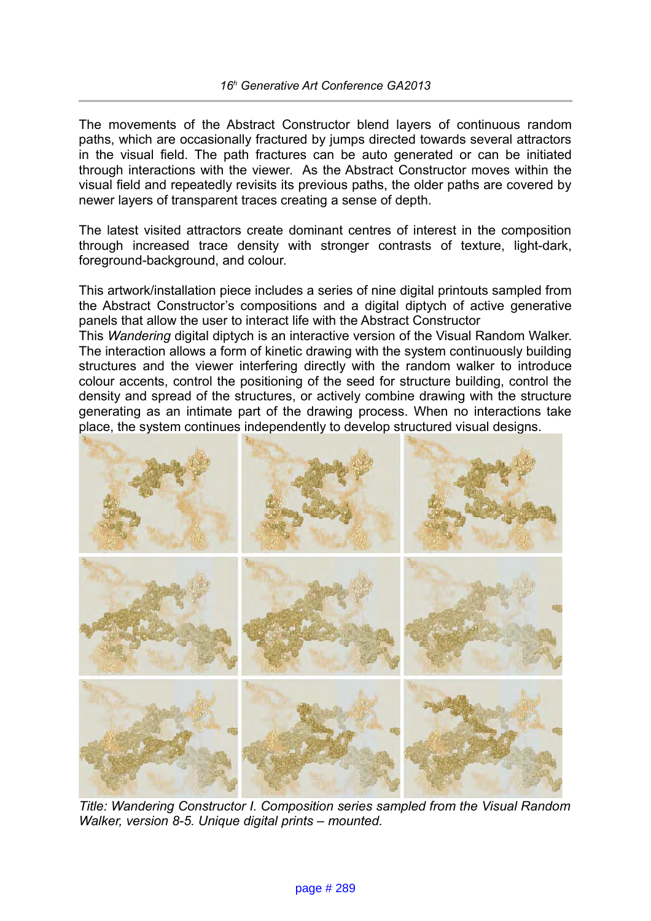The movements of the Abstract Constructor blend layers of continuous random paths, which are occasionally fractured by jumps directed towards several attractors in the visual field. The path fractures can be auto generated or can be initiated through interactions with the viewer. As the Abstract Constructor moves within the visual field and repeatedly revisits its previous paths, the older paths are covered by newer layers of transparent traces creating a sense of depth.

The latest visited attractors create dominant centres of interest in the composition through increased trace density with stronger contrasts of texture, light-dark, foreground-background, and colour.

This artwork/installation piece includes a series of nine digital printouts sampled from the Abstract Constructor's compositions and a digital diptych of active generative panels that allow the user to interact life with the Abstract Constructor
This *Wandering* digital diptych is an interactive version of the Visual Random Walker. The interaction allows a form of kinetic drawing with the system continuously building structures and the viewer interfering directly with the random walker to introduce colour accents, control the positioning of the seed for structure building, control the density and spread of the structures, or actively combine drawing with the structure generating as an intimate part of the drawing process. When no interactions take place, the system continues independently to develop structured visual designs.

*Title: Wandering Constructor I. Composition series sampled from the Visual Random Walker, version 8-5. Unique digital prints – mounted.*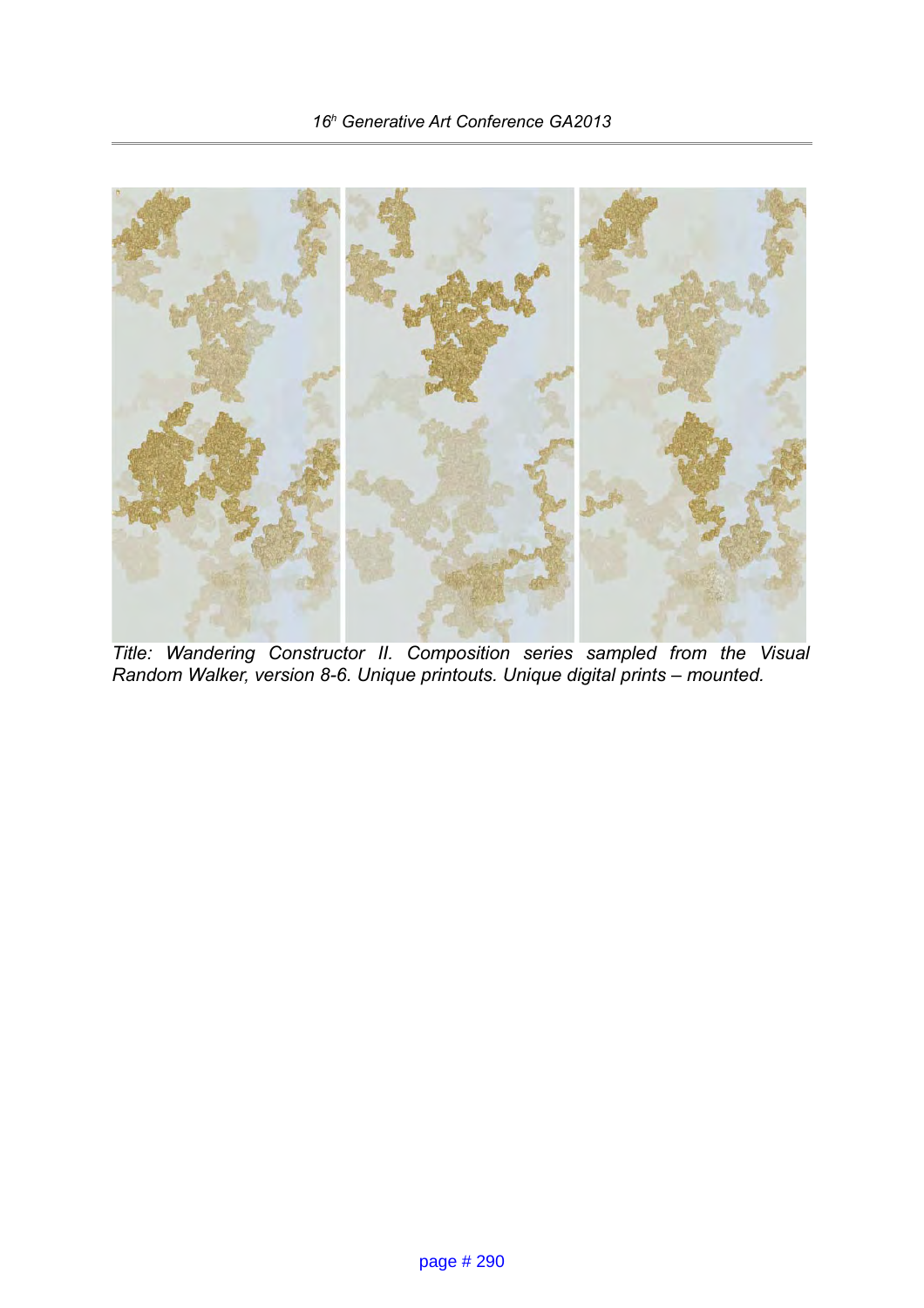*Title: Wandering Constructor II. Composition series sampled from the Visual Random Walker, version 8-6. Unique printouts. Unique digital prints – mounted.*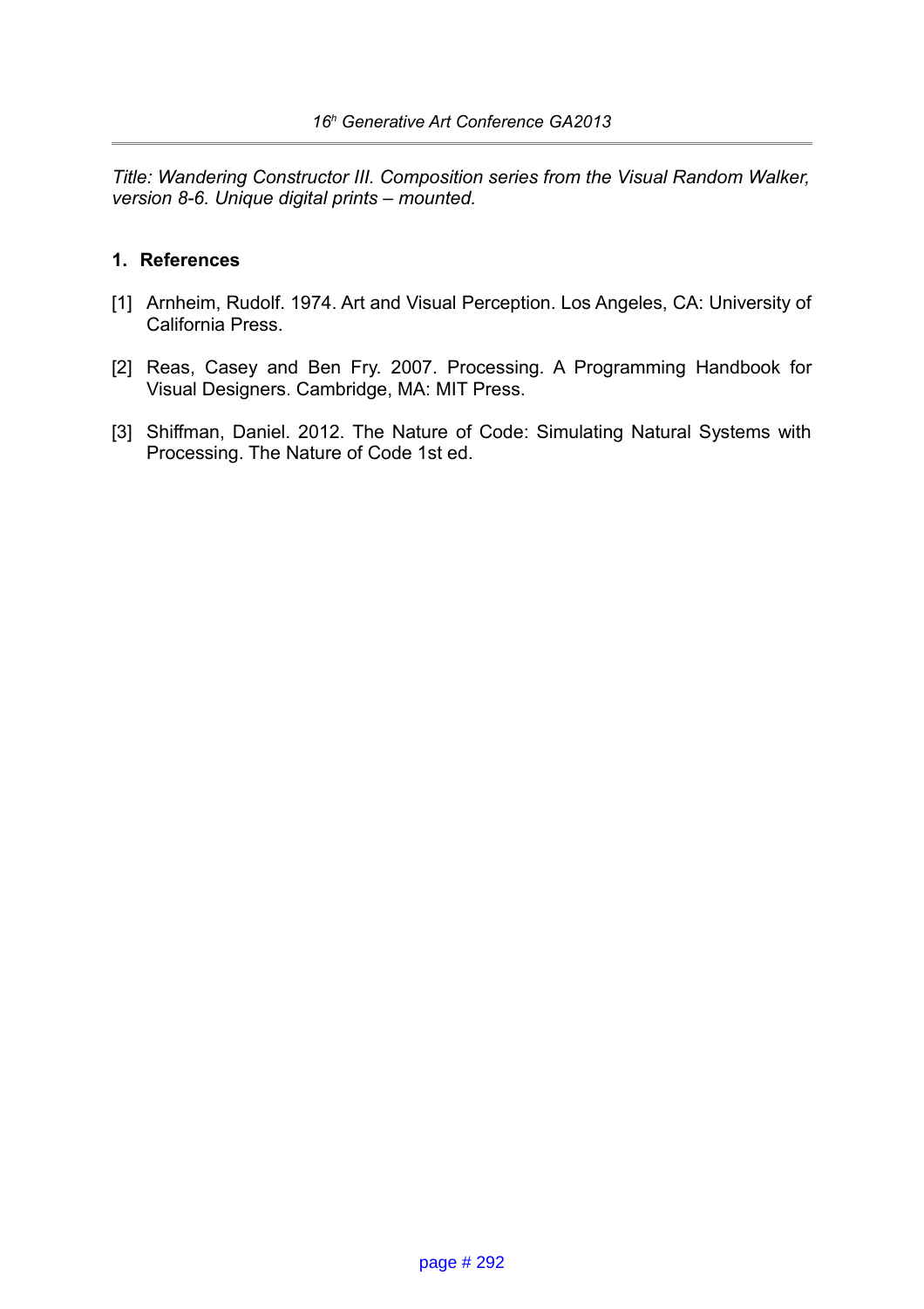*Title: Wandering Constructor III. Composition series from the Visual Random Walker, version 8-6. Unique digital prints – mounted.*

## 1. References

[1] Arnheim, Rudolf. 1974. Art and Visual Perception. Los Angeles, CA: University of California Press.

[2] Reas, Casey and Ben Fry. 2007. Processing. A Programming Handbook for Visual Designers. Cambridge, MA: MIT Press.

[3] Shiffman, Daniel. 2012. The Nature of Code: Simulating Natural Systems with Processing. The Nature of Code 1st ed.